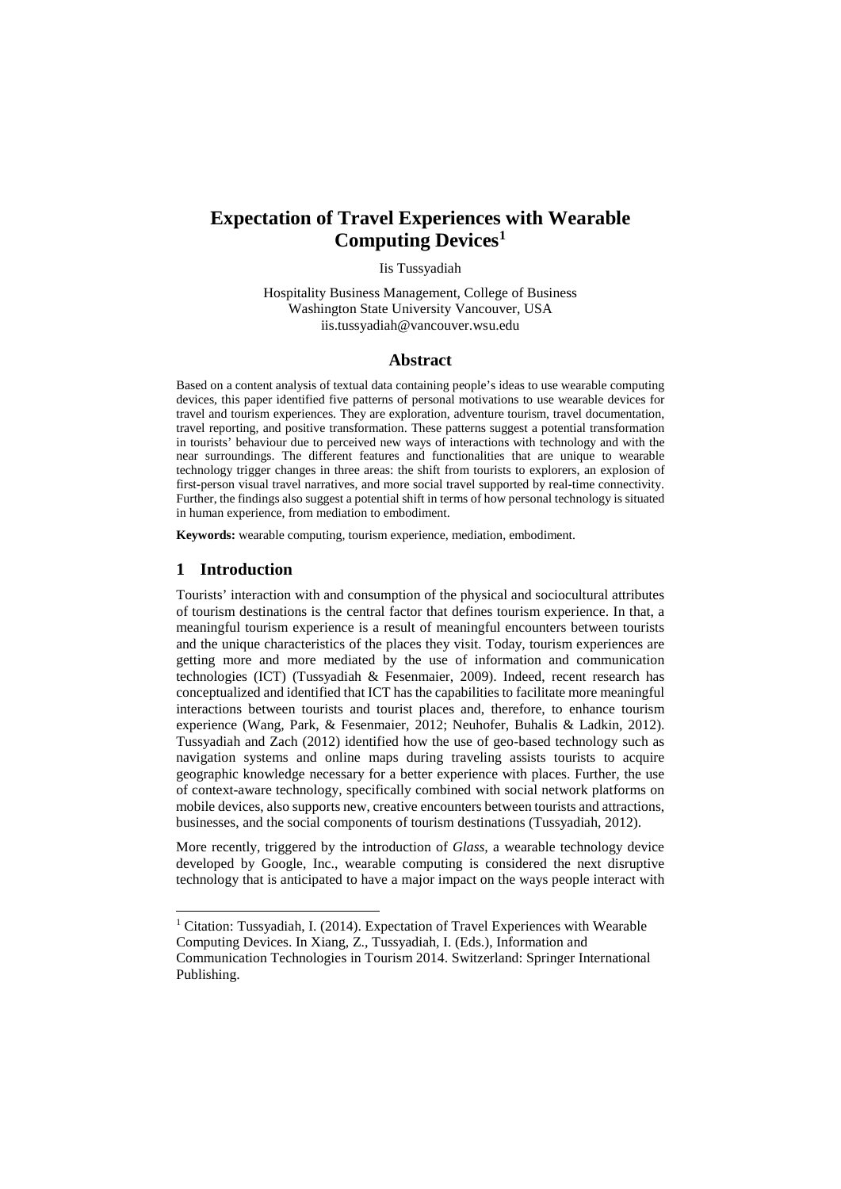# Expectation of Travel Experiences with Wearable Computing Devices[1]

Iis Tussyadiah

Hospitality Business Management, College of Business
Washington State University Vancouver, USA
iis.tussyadiah@vancouver.wsu.edu

## Abstract

Based on a content analysis of textual data containing people's ideas to use wearable computing devices, this paper identified five patterns of personal motivations to use wearable devices for travel and tourism experiences. They are exploration, adventure tourism, travel documentation, travel reporting, and positive transformation. These patterns suggest a potential transformation in tourists' behaviour due to perceived new ways of interactions with technology and with the near surroundings. The different features and functionalities that are unique to wearable technology trigger changes in three areas: the shift from tourists to explorers, an explosion of first-person visual travel narratives, and more social travel supported by real-time connectivity. Further, the findings also suggest a potential shift in terms of how personal technology is situated in human experience, from mediation to embodiment.

**Keywords:** wearable computing, tourism experience, mediation, embodiment.

## 1 Introduction

Tourists' interaction with and consumption of the physical and sociocultural attributes of tourism destinations is the central factor that defines tourism experience. In that, a meaningful tourism experience is a result of meaningful encounters between tourists and the unique characteristics of the places they visit. Today, tourism experiences are getting more and more mediated by the use of information and communication technologies (ICT) (Tussyadiah & Fesenmaier, 2009). Indeed, recent research has conceptualized and identified that ICT has the capabilities to facilitate more meaningful interactions between tourists and tourist places and, therefore, to enhance tourism experience (Wang, Park, & Fesenmaier, 2012; Neuhofer, Buhalis & Ladkin, 2012). Tussyadiah and Zach (2012) identified how the use of geo-based technology such as navigation systems and online maps during traveling assists tourists to acquire geographic knowledge necessary for a better experience with places. Further, the use of context-aware technology, specifically combined with social network platforms on mobile devices, also supports new, creative encounters between tourists and attractions, businesses, and the social components of tourism destinations (Tussyadiah, 2012).

More recently, triggered by the introduction of *Glass*, a wearable technology device developed by Google, Inc., wearable computing is considered the next disruptive technology that is anticipated to have a major impact on the ways people interact with

[1] Citation: Tussyadiah, I. (2014). Expectation of Travel Experiences with Wearable Computing Devices. In Xiang, Z., Tussyadiah, I. (Eds.), Information and Communication Technologies in Tourism 2014. Switzerland: Springer International Publishing.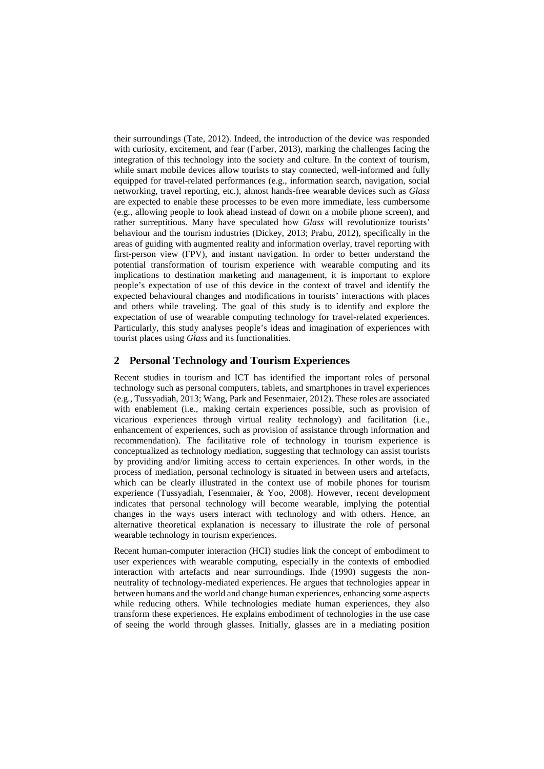their surroundings (Tate, 2012). Indeed, the introduction of the device was responded with curiosity, excitement, and fear (Farber, 2013), marking the challenges facing the integration of this technology into the society and culture. In the context of tourism, while smart mobile devices allow tourists to stay connected, well-informed and fully equipped for travel-related performances (e.g., information search, navigation, social networking, travel reporting, etc.), almost hands-free wearable devices such as *Glass* are expected to enable these processes to be even more immediate, less cumbersome (e.g., allowing people to look ahead instead of down on a mobile phone screen), and rather surreptitious. Many have speculated how *Glass* will revolutionize tourists' behaviour and the tourism industries (Dickey, 2013; Prabu, 2012), specifically in the areas of guiding with augmented reality and information overlay, travel reporting with first-person view (FPV), and instant navigation. In order to better understand the potential transformation of tourism experience with wearable computing and its implications to destination marketing and management, it is important to explore people's expectation of use of this device in the context of travel and identify the expected behavioural changes and modifications in tourists' interactions with places and others while traveling. The goal of this study is to identify and explore the expectation of use of wearable computing technology for travel-related experiences. Particularly, this study analyses people's ideas and imagination of experiences with tourist places using *Glass* and its functionalities.

## 2 Personal Technology and Tourism Experiences

Recent studies in tourism and ICT has identified the important roles of personal technology such as personal computers, tablets, and smartphones in travel experiences (e.g., Tussyadiah, 2013; Wang, Park and Fesenmaier, 2012). These roles are associated with enablement (i.e., making certain experiences possible, such as provision of vicarious experiences through virtual reality technology) and facilitation (i.e., enhancement of experiences, such as provision of assistance through information and recommendation). The facilitative role of technology in tourism experience is conceptualized as technology mediation, suggesting that technology can assist tourists by providing and/or limiting access to certain experiences. In other words, in the process of mediation, personal technology is situated in between users and artefacts, which can be clearly illustrated in the context use of mobile phones for tourism experience (Tussyadiah, Fesenmaier, & Yoo, 2008). However, recent development indicates that personal technology will become wearable, implying the potential changes in the ways users interact with technology and with others. Hence, an alternative theoretical explanation is necessary to illustrate the role of personal wearable technology in tourism experiences.

Recent human-computer interaction (HCI) studies link the concept of embodiment to user experiences with wearable computing, especially in the contexts of embodied interaction with artefacts and near surroundings. Ihde (1990) suggests the non-neutrality of technology-mediated experiences. He argues that technologies appear in between humans and the world and change human experiences, enhancing some aspects while reducing others. While technologies mediate human experiences, they also transform these experiences. He explains embodiment of technologies in the use case of seeing the world through glasses. Initially, glasses are in a mediating position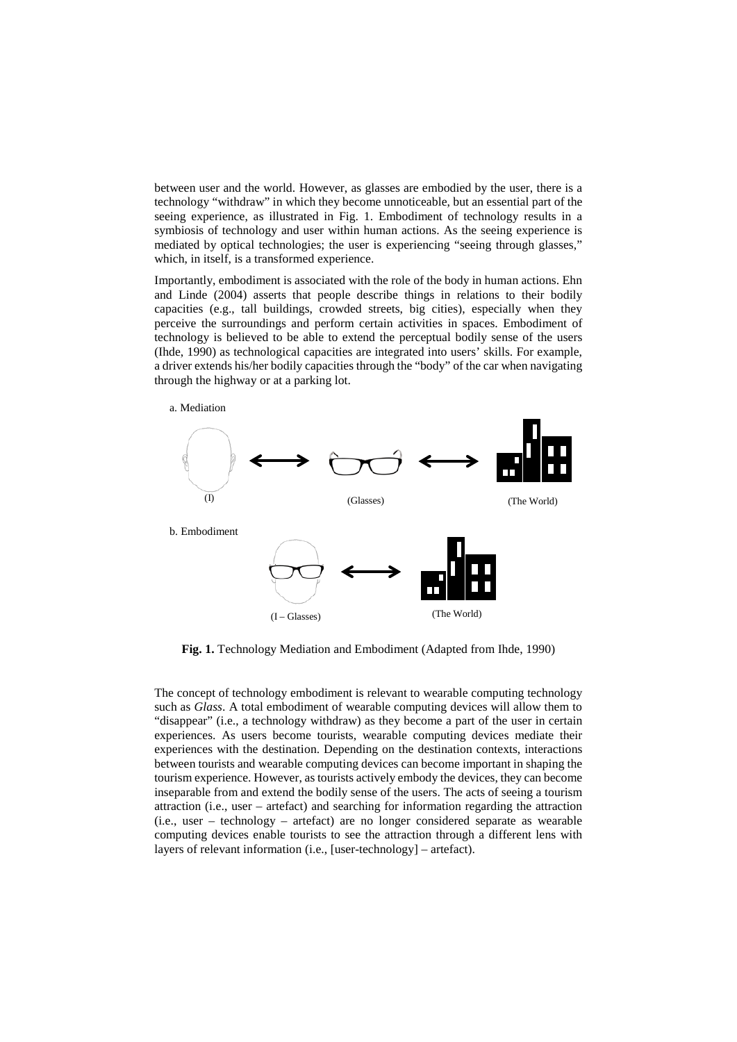between user and the world. However, as glasses are embodied by the user, there is a technology "withdraw" in which they become unnoticeable, but an essential part of the seeing experience, as illustrated in Fig. 1. Embodiment of technology results in a symbiosis of technology and user within human actions. As the seeing experience is mediated by optical technologies; the user is experiencing "seeing through glasses," which, in itself, is a transformed experience.

Importantly, embodiment is associated with the role of the body in human actions. Ehn and Linde (2004) asserts that people describe things in relations to their bodily capacities (e.g., tall buildings, crowded streets, big cities), especially when they perceive the surroundings and perform certain activities in spaces. Embodiment of technology is believed to be able to extend the perceptual bodily sense of the users (Ihde, 1990) as technological capacities are integrated into users' skills. For example, a driver extends his/her bodily capacities through the "body" of the car when navigating through the highway or at a parking lot.

a. Mediation

(I) ⟷ (Glasses) ⟷ (The World)

b. Embodiment

(I – Glasses) ⟷ (The World)

**Fig. 1.** Technology Mediation and Embodiment (Adapted from Ihde, 1990)

The concept of technology embodiment is relevant to wearable computing technology such as *Glass*. A total embodiment of wearable computing devices will allow them to "disappear" (i.e., a technology withdraw) as they become a part of the user in certain experiences. As users become tourists, wearable computing devices mediate their experiences with the destination. Depending on the destination contexts, interactions between tourists and wearable computing devices can become important in shaping the tourism experience. However, as tourists actively embody the devices, they can become inseparable from and extend the bodily sense of the users. The acts of seeing a tourism attraction (i.e., user – artefact) and searching for information regarding the attraction (i.e., user – technology – artefact) are no longer considered separate as wearable computing devices enable tourists to see the attraction through a different lens with layers of relevant information (i.e., [user-technology] – artefact).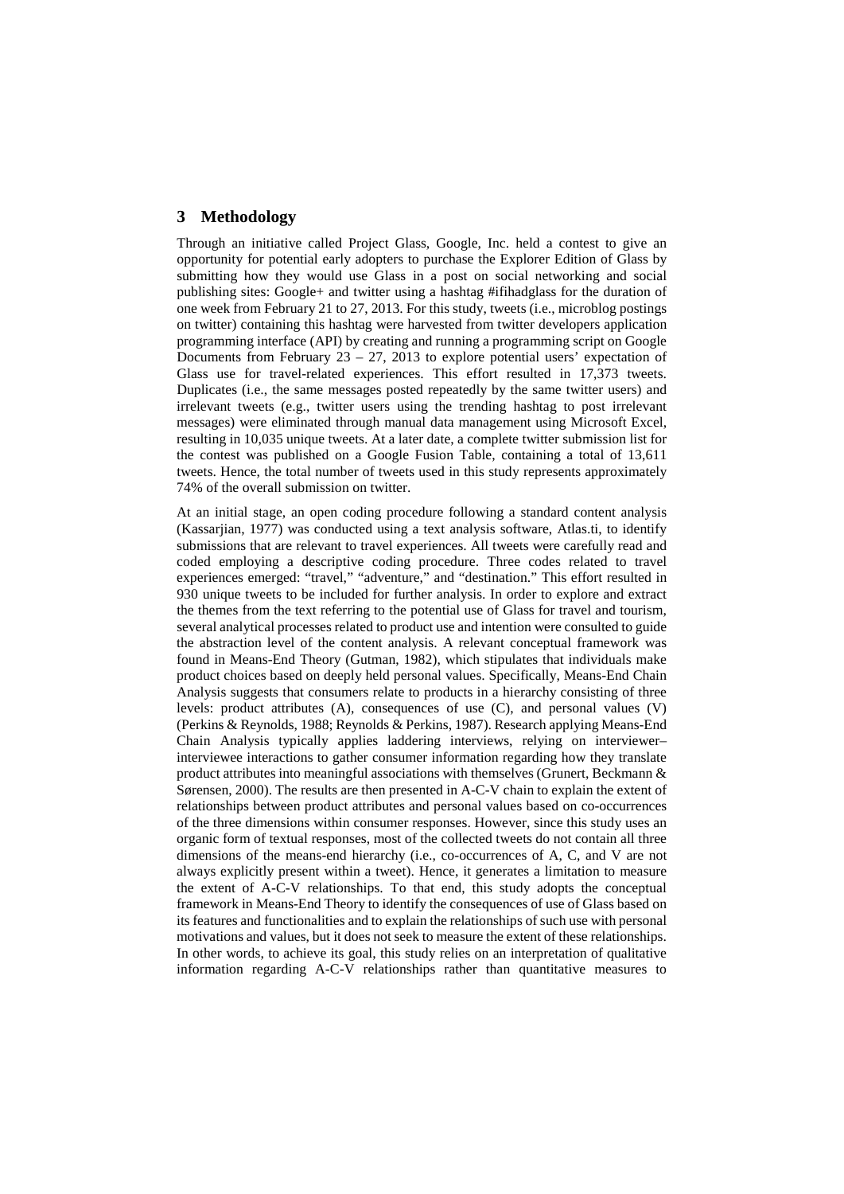## 3 Methodology

Through an initiative called Project Glass, Google, Inc. held a contest to give an opportunity for potential early adopters to purchase the Explorer Edition of Glass by submitting how they would use Glass in a post on social networking and social publishing sites: Google+ and twitter using a hashtag #ifihadglass for the duration of one week from February 21 to 27, 2013. For this study, tweets (i.e., microblog postings on twitter) containing this hashtag were harvested from twitter developers application programming interface (API) by creating and running a programming script on Google Documents from February 23 – 27, 2013 to explore potential users' expectation of Glass use for travel-related experiences. This effort resulted in 17,373 tweets. Duplicates (i.e., the same messages posted repeatedly by the same twitter users) and irrelevant tweets (e.g., twitter users using the trending hashtag to post irrelevant messages) were eliminated through manual data management using Microsoft Excel, resulting in 10,035 unique tweets. At a later date, a complete twitter submission list for the contest was published on a Google Fusion Table, containing a total of 13,611 tweets. Hence, the total number of tweets used in this study represents approximately 74% of the overall submission on twitter.

At an initial stage, an open coding procedure following a standard content analysis (Kassarjian, 1977) was conducted using a text analysis software, Atlas.ti, to identify submissions that are relevant to travel experiences. All tweets were carefully read and coded employing a descriptive coding procedure. Three codes related to travel experiences emerged: "travel," "adventure," and "destination." This effort resulted in 930 unique tweets to be included for further analysis. In order to explore and extract the themes from the text referring to the potential use of Glass for travel and tourism, several analytical processes related to product use and intention were consulted to guide the abstraction level of the content analysis. A relevant conceptual framework was found in Means-End Theory (Gutman, 1982), which stipulates that individuals make product choices based on deeply held personal values. Specifically, Means-End Chain Analysis suggests that consumers relate to products in a hierarchy consisting of three levels: product attributes (A), consequences of use (C), and personal values (V) (Perkins & Reynolds, 1988; Reynolds & Perkins, 1987). Research applying Means-End Chain Analysis typically applies laddering interviews, relying on interviewer–interviewee interactions to gather consumer information regarding how they translate product attributes into meaningful associations with themselves (Grunert, Beckmann & Sørensen, 2000). The results are then presented in A-C-V chain to explain the extent of relationships between product attributes and personal values based on co-occurrences of the three dimensions within consumer responses. However, since this study uses an organic form of textual responses, most of the collected tweets do not contain all three dimensions of the means-end hierarchy (i.e., co-occurrences of A, C, and V are not always explicitly present within a tweet). Hence, it generates a limitation to measure the extent of A-C-V relationships. To that end, this study adopts the conceptual framework in Means-End Theory to identify the consequences of use of Glass based on its features and functionalities and to explain the relationships of such use with personal motivations and values, but it does not seek to measure the extent of these relationships. In other words, to achieve its goal, this study relies on an interpretation of qualitative information regarding A-C-V relationships rather than quantitative measures to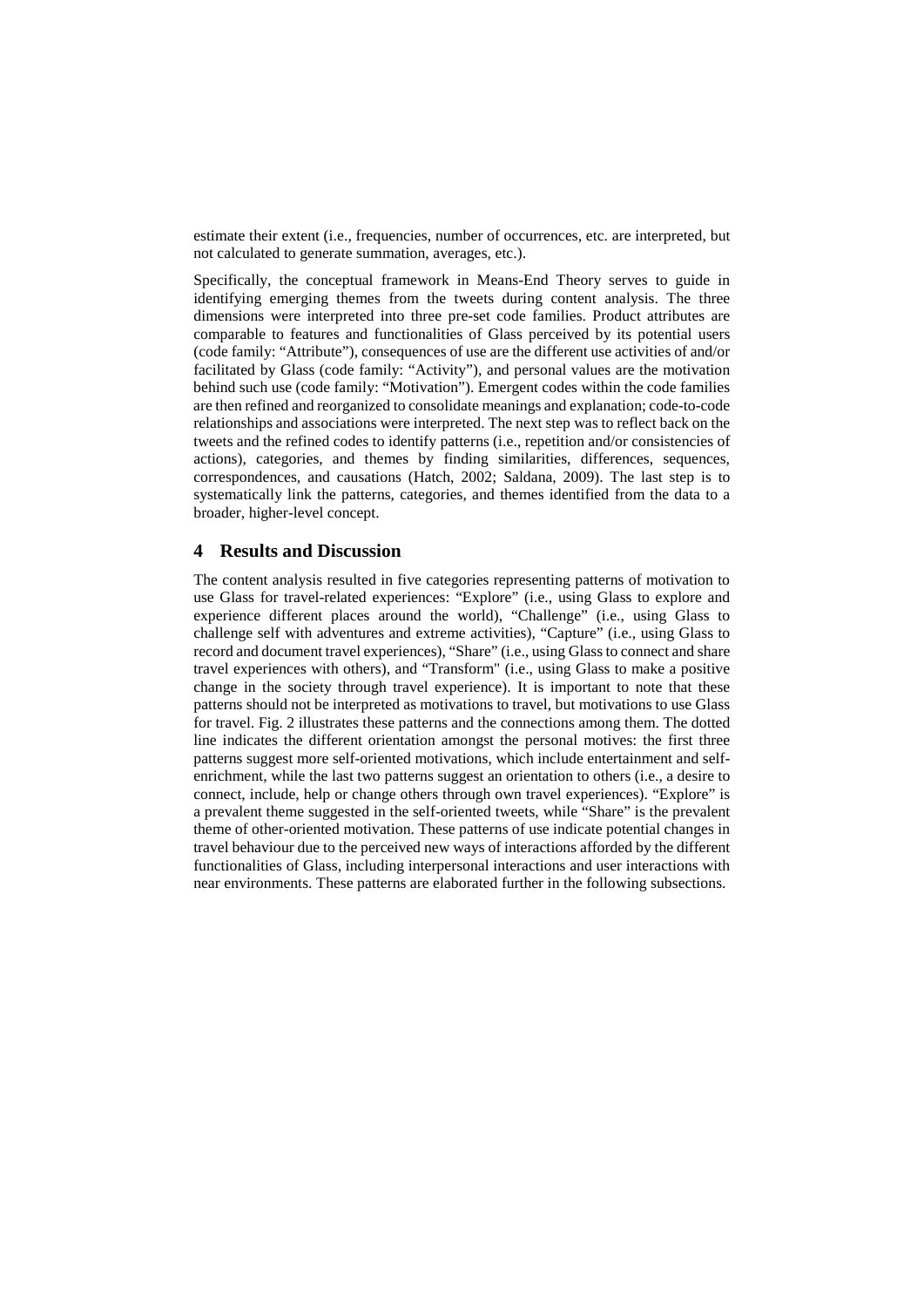estimate their extent (i.e., frequencies, number of occurrences, etc. are interpreted, but not calculated to generate summation, averages, etc.).

Specifically, the conceptual framework in Means-End Theory serves to guide in identifying emerging themes from the tweets during content analysis. The three dimensions were interpreted into three pre-set code families. Product attributes are comparable to features and functionalities of Glass perceived by its potential users (code family: "Attribute"), consequences of use are the different use activities of and/or facilitated by Glass (code family: "Activity"), and personal values are the motivation behind such use (code family: "Motivation"). Emergent codes within the code families are then refined and reorganized to consolidate meanings and explanation; code-to-code relationships and associations were interpreted. The next step was to reflect back on the tweets and the refined codes to identify patterns (i.e., repetition and/or consistencies of actions), categories, and themes by finding similarities, differences, sequences, correspondences, and causations (Hatch, 2002; Saldana, 2009). The last step is to systematically link the patterns, categories, and themes identified from the data to a broader, higher-level concept.

## 4 Results and Discussion

The content analysis resulted in five categories representing patterns of motivation to use Glass for travel-related experiences: "Explore" (i.e., using Glass to explore and experience different places around the world), "Challenge" (i.e., using Glass to challenge self with adventures and extreme activities), "Capture" (i.e., using Glass to record and document travel experiences), "Share" (i.e., using Glass to connect and share travel experiences with others), and "Transform" (i.e., using Glass to make a positive change in the society through travel experience). It is important to note that these patterns should not be interpreted as motivations to travel, but motivations to use Glass for travel. Fig. 2 illustrates these patterns and the connections among them. The dotted line indicates the different orientation amongst the personal motives: the first three patterns suggest more self-oriented motivations, which include entertainment and self-enrichment, while the last two patterns suggest an orientation to others (i.e., a desire to connect, include, help or change others through own travel experiences). "Explore" is a prevalent theme suggested in the self-oriented tweets, while "Share" is the prevalent theme of other-oriented motivation. These patterns of use indicate potential changes in travel behaviour due to the perceived new ways of interactions afforded by the different functionalities of Glass, including interpersonal interactions and user interactions with near environments. These patterns are elaborated further in the following subsections.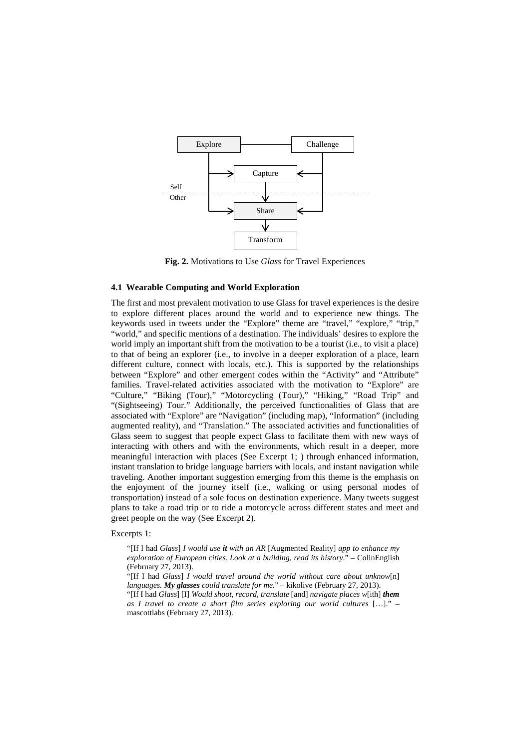Explore

Challenge

Capture

Self

Other

Share

Transform

**Fig. 2.** Motivations to Use *Glass* for Travel Experiences

### 4.1 Wearable Computing and World Exploration

The first and most prevalent motivation to use Glass for travel experiences is the desire to explore different places around the world and to experience new things. The keywords used in tweets under the "Explore" theme are "travel," "explore," "trip," "world," and specific mentions of a destination. The individuals' desires to explore the world imply an important shift from the motivation to be a tourist (i.e., to visit a place) to that of being an explorer (i.e., to involve in a deeper exploration of a place, learn different culture, connect with locals, etc.). This is supported by the relationships between "Explore" and other emergent codes within the "Activity" and "Attribute" families. Travel-related activities associated with the motivation to "Explore" are "Culture," "Biking (Tour)," "Motorcycling (Tour)," "Hiking," "Road Trip" and "(Sightseeing) Tour." Additionally, the perceived functionalities of Glass that are associated with "Explore" are "Navigation" (including map), "Information" (including augmented reality), and "Translation." The associated activities and functionalities of Glass seem to suggest that people expect Glass to facilitate them with new ways of interacting with others and with the environments, which result in a deeper, more meaningful interaction with places (See Excerpt 1; ) through enhanced information, instant translation to bridge language barriers with locals, and instant navigation while traveling. Another important suggestion emerging from this theme is the emphasis on the enjoyment of the journey itself (i.e., walking or using personal modes of transportation) instead of a sole focus on destination experience. Many tweets suggest plans to take a road trip or to ride a motorcycle across different states and meet and greet people on the way (See Excerpt 2).

Excerpts 1:

> "[If I had *Glass*] *I would use **it** with an AR* [Augmented Reality] *app to enhance my exploration of European cities. Look at a building, read its history*." – ColinEnglish (February 27, 2013).
>
> "[If I had *Glass*] *I would travel around the world without care about unknow*[n] *languages. **My glasses** could translate for me.*" – kikolive (February 27, 2013).
>
> "[If I had *Glass*] [I] *Would shoot, record, translate* [and] *navigate places w*[ith] ***them*** *as I travel to create a short film series exploring our world cultures* […]." – mascottlabs (February 27, 2013).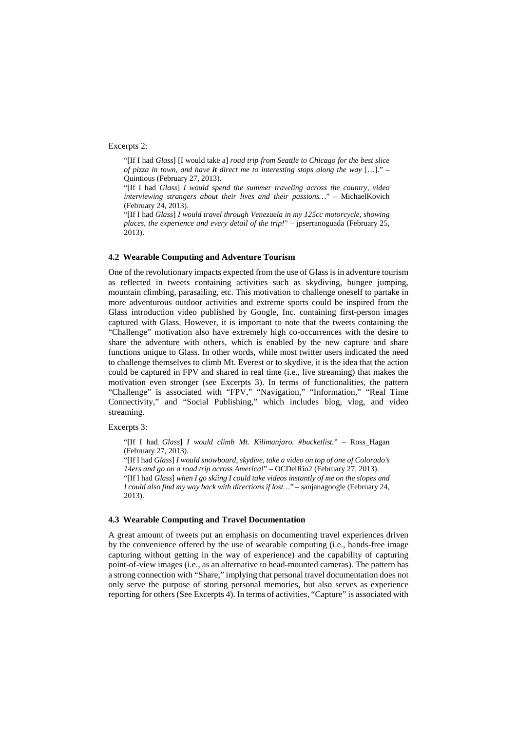Excerpts 2:

> "[If I had *Glass*] [I would take a] *road trip from Seattle to Chicago for the best slice of pizza in town, and have **it** direct me to interesting stops along the way* […]." – Quintious (February 27, 2013).
>
> "[If I had *Glass*] *I would spend the summer traveling across the country, video interviewing strangers about their lives and their passions…*" – MichaelKovich (February 24, 2013).
>
> "[If I had *Glass*] *I would travel through Venezuela in my 125cc motorcycle, showing places, the experience and every detail of the trip!*" – jpserranoguada (February 25, 2013).

### 4.2 Wearable Computing and Adventure Tourism

One of the revolutionary impacts expected from the use of Glass is in adventure tourism as reflected in tweets containing activities such as skydiving, bungee jumping, mountain climbing, parasailing, etc. This motivation to challenge oneself to partake in more adventurous outdoor activities and extreme sports could be inspired from the Glass introduction video published by Google, Inc. containing first-person images captured with Glass. However, it is important to note that the tweets containing the "Challenge" motivation also have extremely high co-occurrences with the desire to share the adventure with others, which is enabled by the new capture and share functions unique to Glass. In other words, while most twitter users indicated the need to challenge themselves to climb Mt. Everest or to skydive, it is the idea that the action could be captured in FPV and shared in real time (i.e., live streaming) that makes the motivation even stronger (see Excerpts 3). In terms of functionalities, the pattern "Challenge" is associated with "FPV," "Navigation," "Information," "Real Time Connectivity," and "Social Publishing," which includes blog, vlog, and video streaming.

Excerpts 3:

> "[If I had *Glass*] *I would climb Mt. Kilimanjaro. #bucketlist.*" – Ross_Hagan (February 27, 2013).
>
> "[If I had *Glass*] *I would snowboard, skydive, take a video on top of one of Colorado's 14ers and go on a road trip across America!*" – OCDelRio2 (February 27, 2013).
>
> "[If I had *Glass*] *when I go skiing I could take videos instantly of me on the slopes and I could also find my way back with directions if lost…*" – sanjanagoogle (February 24, 2013).

### 4.3 Wearable Computing and Travel Documentation

A great amount of tweets put an emphasis on documenting travel experiences driven by the convenience offered by the use of wearable computing (i.e., hands-free image capturing without getting in the way of experience) and the capability of capturing point-of-view images (i.e., as an alternative to head-mounted cameras). The pattern has a strong connection with "Share," implying that personal travel documentation does not only serve the purpose of storing personal memories, but also serves as experience reporting for others (See Excerpts 4). In terms of activities, "Capture" is associated with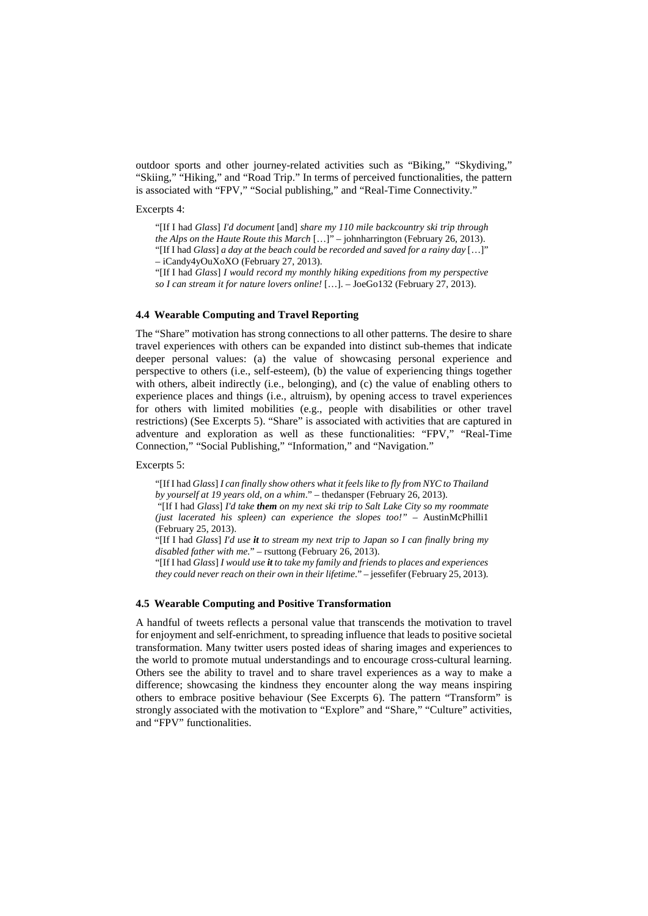outdoor sports and other journey-related activities such as "Biking," "Skydiving," "Skiing," "Hiking," and "Road Trip." In terms of perceived functionalities, the pattern is associated with "FPV," "Social publishing," and "Real-Time Connectivity."

Excerpts 4:

> "[If I had *Glass*] *I'd document* [and] *share my 110 mile backcountry ski trip through the Alps on the Haute Route this March* […]" – johnharrington (February 26, 2013).
> "[If I had *Glass*] *a day at the beach could be recorded and saved for a rainy day* […]" – iCandy4yOuXoXO (February 27, 2013).
> "[If I had *Glass*] *I would record my monthly hiking expeditions from my perspective so I can stream it for nature lovers online!* […]. – JoeGo132 (February 27, 2013).

### 4.4 Wearable Computing and Travel Reporting

The "Share" motivation has strong connections to all other patterns. The desire to share travel experiences with others can be expanded into distinct sub-themes that indicate deeper personal values: (a) the value of showcasing personal experience and perspective to others (i.e., self-esteem), (b) the value of experiencing things together with others, albeit indirectly (i.e., belonging), and (c) the value of enabling others to experience places and things (i.e., altruism), by opening access to travel experiences for others with limited mobilities (e.g., people with disabilities or other travel restrictions) (See Excerpts 5). "Share" is associated with activities that are captured in adventure and exploration as well as these functionalities: "FPV," "Real-Time Connection," "Social Publishing," "Information," and "Navigation."

Excerpts 5:

> "[If I had *Glass*] *I can finally show others what it feels like to fly from NYC to Thailand by yourself at 19 years old, on a whim*." – thedansper (February 26, 2013).
> "[If I had *Glass*] *I'd take **them** on my next ski trip to Salt Lake City so my roommate (just lacerated his spleen) can experience the slopes too!"* – AustinMcPhilli1 (February 25, 2013).
> "[If I had *Glass*] *I'd use **it** to stream my next trip to Japan so I can finally bring my disabled father with me.*" – rsuttong (February 26, 2013).
> "[If I had *Glass*] *I would use **it** to take my family and friends to places and experiences they could never reach on their own in their lifetime*." – jessefifer (February 25, 2013).

### 4.5 Wearable Computing and Positive Transformation

A handful of tweets reflects a personal value that transcends the motivation to travel for enjoyment and self-enrichment, to spreading influence that leads to positive societal transformation. Many twitter users posted ideas of sharing images and experiences to the world to promote mutual understandings and to encourage cross-cultural learning. Others see the ability to travel and to share travel experiences as a way to make a difference; showcasing the kindness they encounter along the way means inspiring others to embrace positive behaviour (See Excerpts 6). The pattern "Transform" is strongly associated with the motivation to "Explore" and "Share," "Culture" activities, and "FPV" functionalities.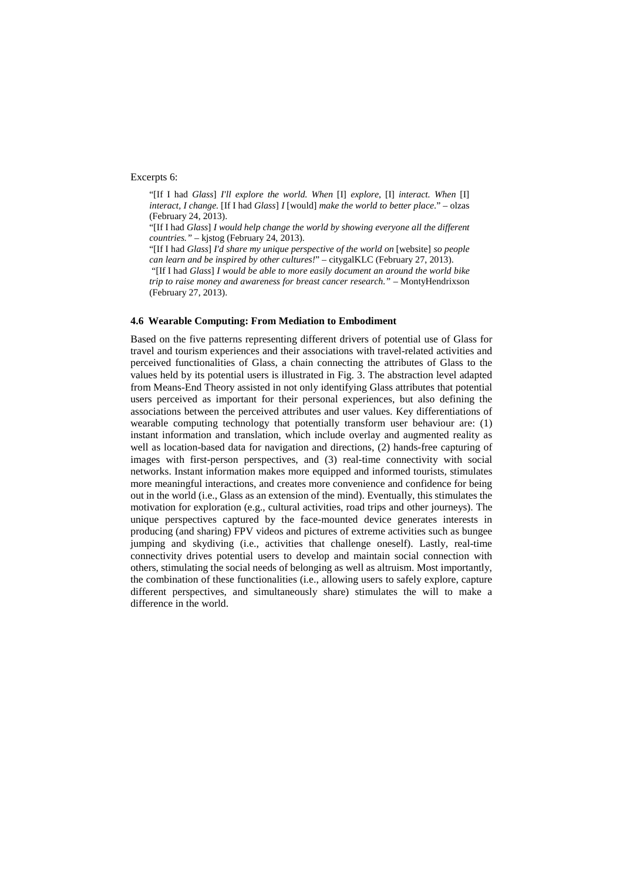Excerpts 6:

> "[If I had *Glass*] *I'll explore the world. When* [I] *explore*, [I] *interact. When* [I] *interact, I change.* [If I had *Glass*] *I* [would] *make the world to better place*." – olzas (February 24, 2013).
>
> "[If I had *Glass*] *I would help change the world by showing everyone all the different countries."* – kjstog (February 24, 2013).
>
> "[If I had *Glass*] *I'd share my unique perspective of the world on* [website] *so people can learn and be inspired by other cultures!*" – citygalKLC (February 27, 2013).
>
> "[If I had *Glass*] *I would be able to more easily document an around the world bike trip to raise money and awareness for breast cancer research."* – MontyHendrixson (February 27, 2013).

### 4.6 Wearable Computing: From Mediation to Embodiment

Based on the five patterns representing different drivers of potential use of Glass for travel and tourism experiences and their associations with travel-related activities and perceived functionalities of Glass, a chain connecting the attributes of Glass to the values held by its potential users is illustrated in Fig. 3. The abstraction level adapted from Means-End Theory assisted in not only identifying Glass attributes that potential users perceived as important for their personal experiences, but also defining the associations between the perceived attributes and user values. Key differentiations of wearable computing technology that potentially transform user behaviour are: (1) instant information and translation, which include overlay and augmented reality as well as location-based data for navigation and directions, (2) hands-free capturing of images with first-person perspectives, and (3) real-time connectivity with social networks. Instant information makes more equipped and informed tourists, stimulates more meaningful interactions, and creates more convenience and confidence for being out in the world (i.e., Glass as an extension of the mind). Eventually, this stimulates the motivation for exploration (e.g., cultural activities, road trips and other journeys). The unique perspectives captured by the face-mounted device generates interests in producing (and sharing) FPV videos and pictures of extreme activities such as bungee jumping and skydiving (i.e., activities that challenge oneself). Lastly, real-time connectivity drives potential users to develop and maintain social connection with others, stimulating the social needs of belonging as well as altruism. Most importantly, the combination of these functionalities (i.e., allowing users to safely explore, capture different perspectives, and simultaneously share) stimulates the will to make a difference in the world.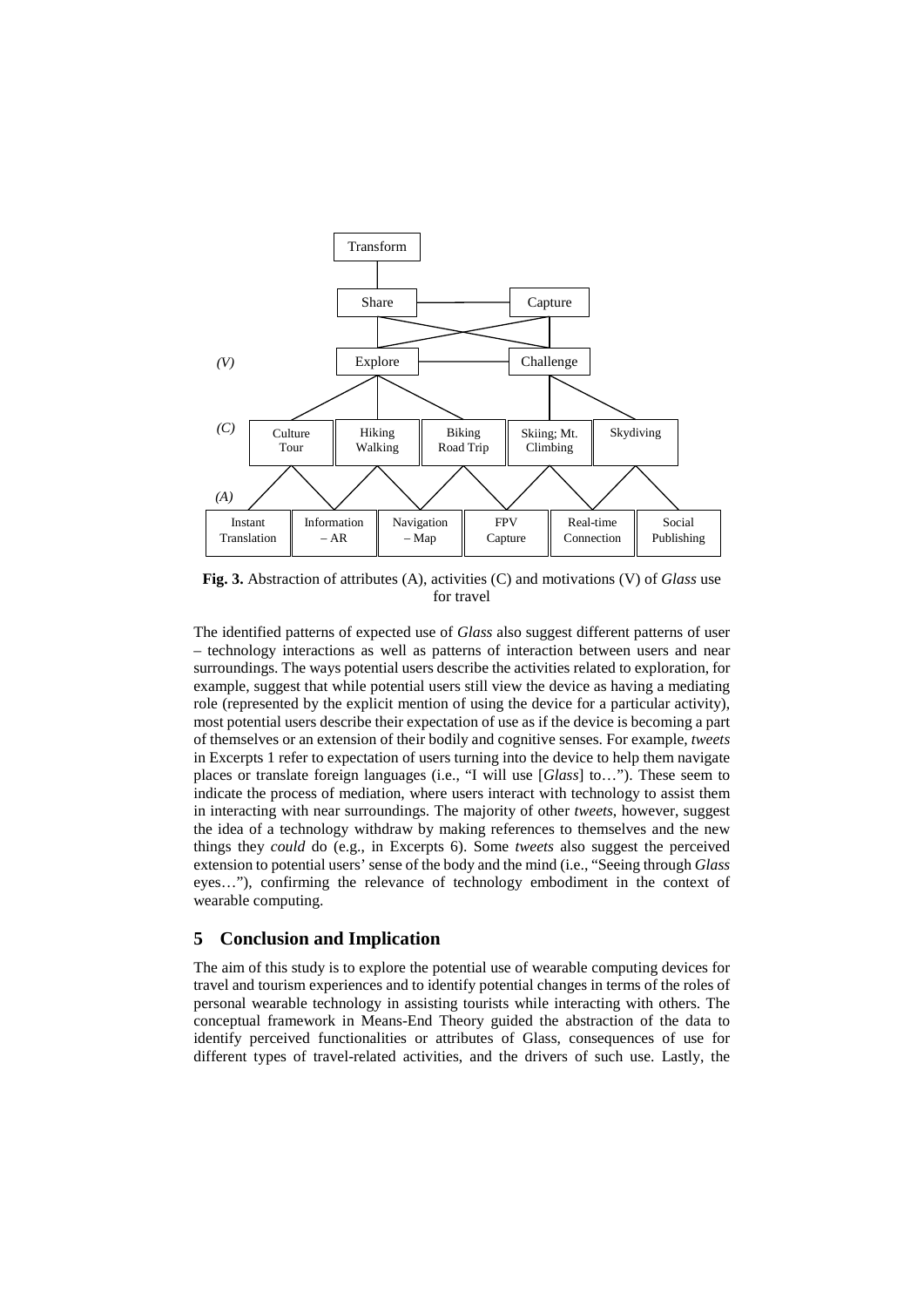**Fig. 3.** Abstraction of attributes (A), activities (C) and motivations (V) of *Glass* use for travel

The identified patterns of expected use of *Glass* also suggest different patterns of user – technology interactions as well as patterns of interaction between users and near surroundings. The ways potential users describe the activities related to exploration, for example, suggest that while potential users still view the device as having a mediating role (represented by the explicit mention of using the device for a particular activity), most potential users describe their expectation of use as if the device is becoming a part of themselves or an extension of their bodily and cognitive senses. For example, *tweets* in Excerpts 1 refer to expectation of users turning into the device to help them navigate places or translate foreign languages (i.e., "I will use [*Glass*] to…"). These seem to indicate the process of mediation, where users interact with technology to assist them in interacting with near surroundings. The majority of other *tweets*, however, suggest the idea of a technology withdraw by making references to themselves and the new things they *could* do (e.g., in Excerpts 6). Some *tweets* also suggest the perceived extension to potential users' sense of the body and the mind (i.e., "Seeing through *Glass* eyes…"), confirming the relevance of technology embodiment in the context of wearable computing.

## 5 Conclusion and Implication

The aim of this study is to explore the potential use of wearable computing devices for travel and tourism experiences and to identify potential changes in terms of the roles of personal wearable technology in assisting tourists while interacting with others. The conceptual framework in Means-End Theory guided the abstraction of the data to identify perceived functionalities or attributes of Glass, consequences of use for different types of travel-related activities, and the drivers of such use. Lastly, the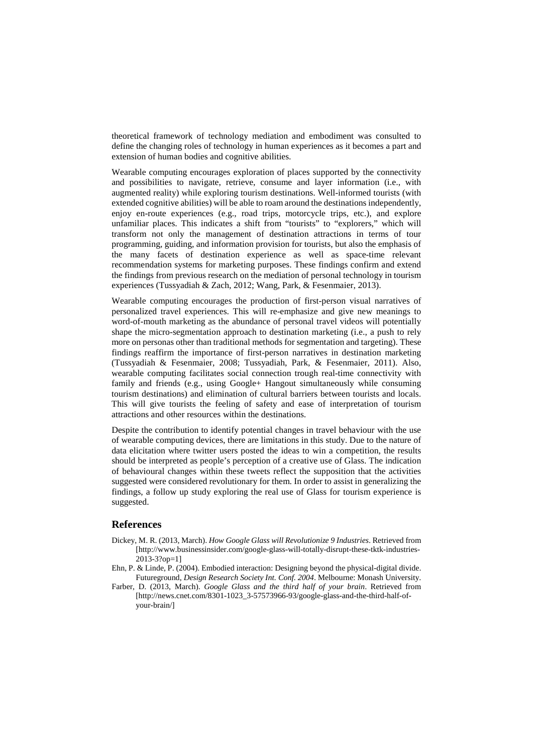theoretical framework of technology mediation and embodiment was consulted to define the changing roles of technology in human experiences as it becomes a part and extension of human bodies and cognitive abilities.

Wearable computing encourages exploration of places supported by the connectivity and possibilities to navigate, retrieve, consume and layer information (i.e., with augmented reality) while exploring tourism destinations. Well-informed tourists (with extended cognitive abilities) will be able to roam around the destinations independently, enjoy en-route experiences (e.g., road trips, motorcycle trips, etc.), and explore unfamiliar places. This indicates a shift from "tourists" to "explorers," which will transform not only the management of destination attractions in terms of tour programming, guiding, and information provision for tourists, but also the emphasis of the many facets of destination experience as well as space-time relevant recommendation systems for marketing purposes. These findings confirm and extend the findings from previous research on the mediation of personal technology in tourism experiences (Tussyadiah & Zach, 2012; Wang, Park, & Fesenmaier, 2013).

Wearable computing encourages the production of first-person visual narratives of personalized travel experiences. This will re-emphasize and give new meanings to word-of-mouth marketing as the abundance of personal travel videos will potentially shape the micro-segmentation approach to destination marketing (i.e., a push to rely more on personas other than traditional methods for segmentation and targeting). These findings reaffirm the importance of first-person narratives in destination marketing (Tussyadiah & Fesenmaier, 2008; Tussyadiah, Park, & Fesenmaier, 2011). Also, wearable computing facilitates social connection trough real-time connectivity with family and friends (e.g., using Google+ Hangout simultaneously while consuming tourism destinations) and elimination of cultural barriers between tourists and locals. This will give tourists the feeling of safety and ease of interpretation of tourism attractions and other resources within the destinations.

Despite the contribution to identify potential changes in travel behaviour with the use of wearable computing devices, there are limitations in this study. Due to the nature of data elicitation where twitter users posted the ideas to win a competition, the results should be interpreted as people's perception of a creative use of Glass. The indication of behavioural changes within these tweets reflect the supposition that the activities suggested were considered revolutionary for them. In order to assist in generalizing the findings, a follow up study exploring the real use of Glass for tourism experience is suggested.

## References

Dickey, M. R. (2013, March). *How Google Glass will Revolutionize 9 Industries*. Retrieved from [http://www.businessinsider.com/google-glass-will-totally-disrupt-these-tktk-industries-2013-3?op=1]

Ehn, P. & Linde, P. (2004). Embodied interaction: Designing beyond the physical-digital divide. Futureground, *Design Research Society Int. Conf. 2004*. Melbourne: Monash University.

Farber, D. (2013, March). *Google Glass and the third half of your brain*. Retrieved from [http://news.cnet.com/8301-1023_3-57573966-93/google-glass-and-the-third-half-of-your-brain/]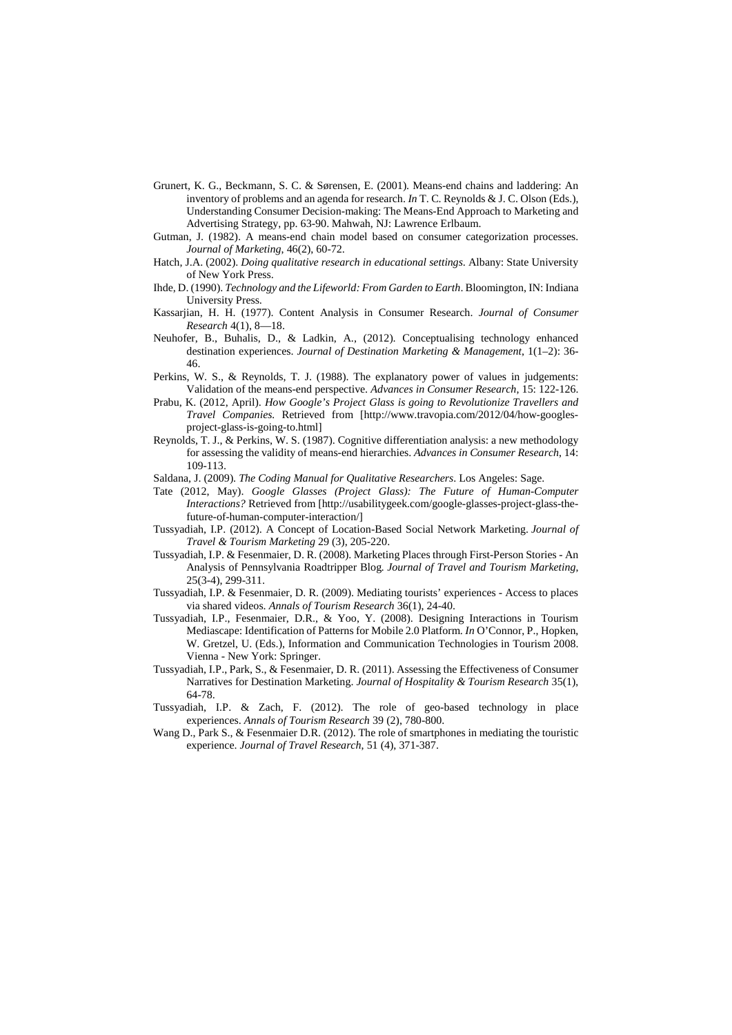Grunert, K. G., Beckmann, S. C. & Sørensen, E. (2001). Means-end chains and laddering: An inventory of problems and an agenda for research. *In* T. C. Reynolds & J. C. Olson (Eds.), Understanding Consumer Decision-making: The Means-End Approach to Marketing and Advertising Strategy, pp. 63-90. Mahwah, NJ: Lawrence Erlbaum.

Gutman, J. (1982). A means-end chain model based on consumer categorization processes. *Journal of Marketing*, 46(2), 60-72.

Hatch, J.A. (2002). *Doing qualitative research in educational settings*. Albany: State University of New York Press.

Ihde, D. (1990). *Technology and the Lifeworld: From Garden to Earth*. Bloomington, IN: Indiana University Press.

Kassarjian, H. H. (1977). Content Analysis in Consumer Research. *Journal of Consumer Research* 4(1), 8—18.

Neuhofer, B., Buhalis, D., & Ladkin, A., (2012). Conceptualising technology enhanced destination experiences. *Journal of Destination Marketing & Management*, 1(1–2): 36-46.

Perkins, W. S., & Reynolds, T. J. (1988). The explanatory power of values in judgements: Validation of the means-end perspective. *Advances in Consumer Research*, 15: 122-126.

Prabu, K. (2012, April). *How Google's Project Glass is going to Revolutionize Travellers and Travel Companies.* Retrieved from [http://www.travopia.com/2012/04/how-googles-project-glass-is-going-to.html]

Reynolds, T. J., & Perkins, W. S. (1987). Cognitive differentiation analysis: a new methodology for assessing the validity of means-end hierarchies. *Advances in Consumer Research*, 14: 109-113.

Saldana, J. (2009). *The Coding Manual for Qualitative Researchers*. Los Angeles: Sage.

Tate (2012, May). *Google Glasses (Project Glass): The Future of Human-Computer Interactions?* Retrieved from [http://usabilitygeek.com/google-glasses-project-glass-the-future-of-human-computer-interaction/]

Tussyadiah, I.P. (2012). A Concept of Location-Based Social Network Marketing. *Journal of Travel & Tourism Marketing* 29 (3), 205-220.

Tussyadiah, I.P. & Fesenmaier, D. R. (2008). Marketing Places through First-Person Stories - An Analysis of Pennsylvania Roadtripper Blog*. Journal of Travel and Tourism Marketing*, 25(3-4), 299-311.

Tussyadiah, I.P. & Fesenmaier, D. R. (2009). Mediating tourists' experiences - Access to places via shared videos. *Annals of Tourism Research* 36(1), 24-40.

Tussyadiah, I.P., Fesenmaier, D.R., & Yoo, Y. (2008). Designing Interactions in Tourism Mediascape: Identification of Patterns for Mobile 2.0 Platform. *In* O'Connor, P., Hopken, W. Gretzel, U. (Eds.), Information and Communication Technologies in Tourism 2008. Vienna - New York: Springer.

Tussyadiah, I.P., Park, S., & Fesenmaier, D. R. (2011). Assessing the Effectiveness of Consumer Narratives for Destination Marketing. *Journal of Hospitality & Tourism Research* 35(1), 64-78.

Tussyadiah, I.P. & Zach, F. (2012). The role of geo-based technology in place experiences. *Annals of Tourism Research* 39 (2), 780-800.

Wang D., Park S., & Fesenmaier D.R. (2012). The role of smartphones in mediating the touristic experience. *Journal of Travel Research,* 51 (4), 371-387.